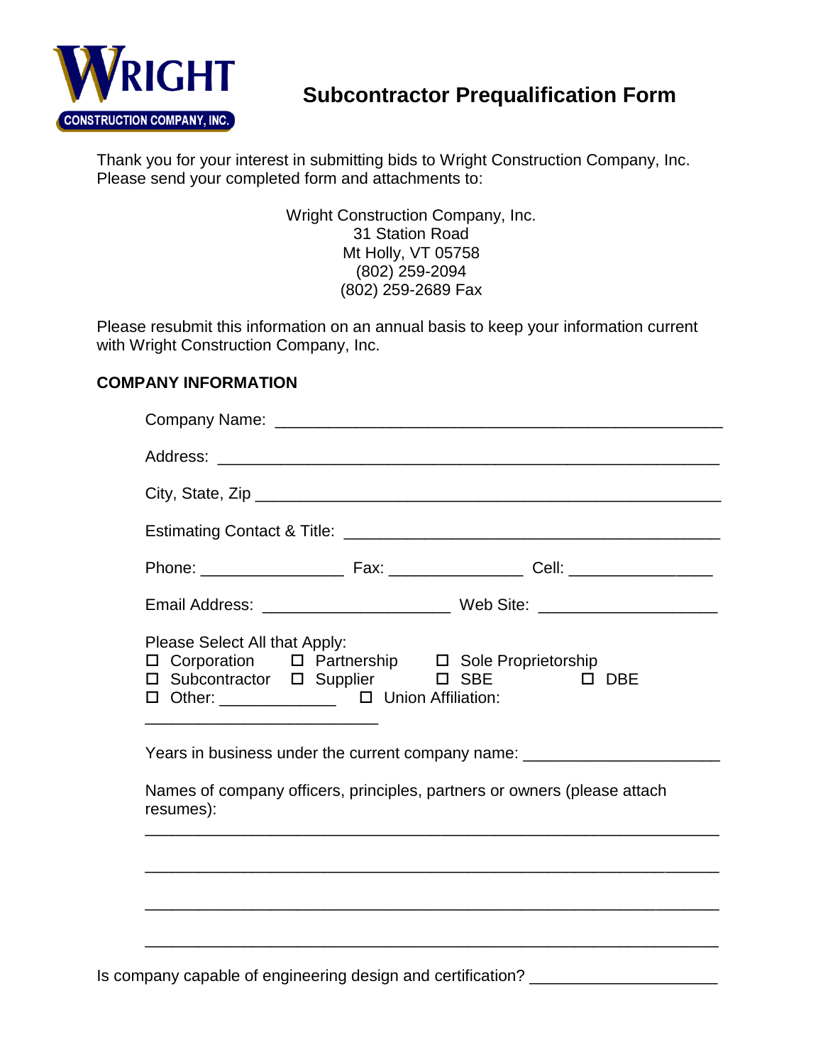WRIGHT
CONSTRUCTION COMPANY, INC.

# Subcontractor Prequalification Form

Thank you for your interest in submitting bids to Wright Construction Company, Inc. Please send your completed form and attachments to:

Wright Construction Company, Inc.
31 Station Road
Mt Holly, VT 05758
(802) 259-2094
(802) 259-2689 Fax

Please resubmit this information on an annual basis to keep your information current with Wright Construction Company, Inc.

## COMPANY INFORMATION

Company Name: ___________________________________________________

Address: ________________________________________________________

City, State, Zip __________________________________________________

Estimating Contact & Title: _________________________________________

Phone: ________________ Fax: _______________ Cell: ________________

Email Address: _____________________ Web Site: ____________________

Please Select All that Apply:

- ☐ Corporation ☐ Partnership ☐ Sole Proprietorship
- ☐ Subcontractor ☐ Supplier ☐ SBE ☐ DBE
- ☐ Other: _____________ ☐ Union Affiliation: __________________________

Years in business under the current company name: _____________________

Names of company officers, principles, partners or owners (please attach resumes):

_________________________________________________________________

_________________________________________________________________

_________________________________________________________________

_________________________________________________________________

Is company capable of engineering design and certification? _____________________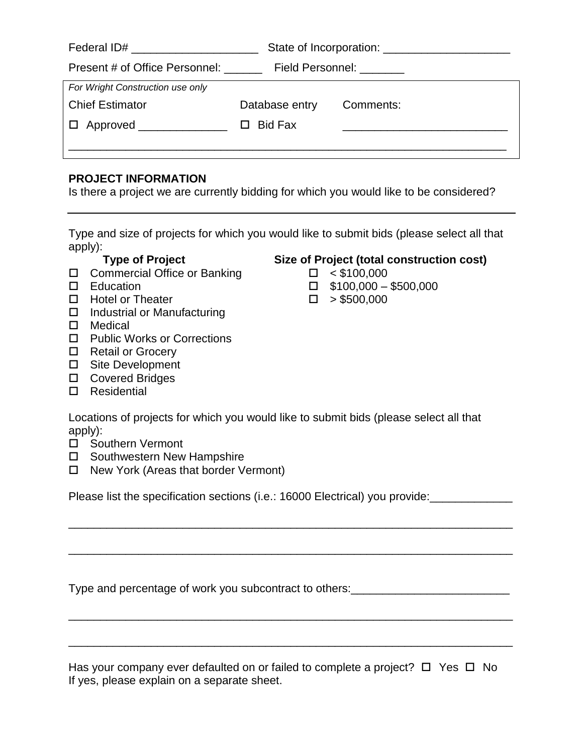Federal ID# ____________________ State of Incorporation: ____________________

Present # of Office Personnel: ______ Field Personnel: _______

| *For Wright Construction use only* | | |
|---|---|---|
| Chief Estimator | Database entry | Comments: |
| ☐ Approved ______________ | ☐ Bid Fax | __________________________ |
| ________________________________________________________________________ | | |

**PROJECT INFORMATION**

Is there a project we are currently bidding for which you would like to be considered?

________________________________________________________________________

Type and size of projects for which you would like to submit bids (please select all that apply):

**Type of Project**

- ☐ Commercial Office or Banking
- ☐ Education
- ☐ Hotel or Theater
- ☐ Industrial or Manufacturing
- ☐ Medical
- ☐ Public Works or Corrections
- ☐ Retail or Grocery
- ☐ Site Development
- ☐ Covered Bridges
- ☐ Residential

**Size of Project (total construction cost)**

- ☐ < $100,000
- ☐ $100,000 – $500,000
- ☐ > $500,000

Locations of projects for which you would like to submit bids (please select all that apply):

- ☐ Southern Vermont
- ☐ Southwestern New Hampshire
- ☐ New York (Areas that border Vermont)

Please list the specification sections (i.e.: 16000 Electrical) you provide:_____________

________________________________________________________________________

________________________________________________________________________

Type and percentage of work you subcontract to others:_________________________

________________________________________________________________________

________________________________________________________________________

Has your company ever defaulted on or failed to complete a project? ☐ Yes ☐ No
If yes, please explain on a separate sheet.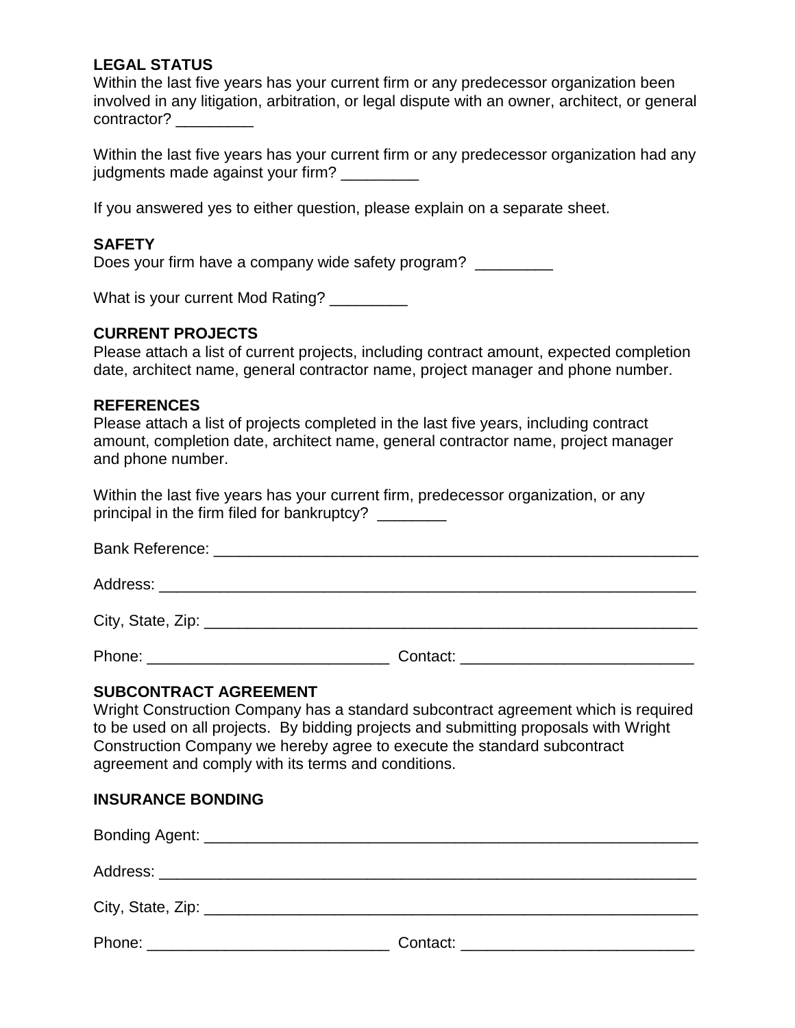**LEGAL STATUS**
Within the last five years has your current firm or any predecessor organization been involved in any litigation, arbitration, or legal dispute with an owner, architect, or general contractor? _________

Within the last five years has your current firm or any predecessor organization had any judgments made against your firm? _________

If you answered yes to either question, please explain on a separate sheet.

**SAFETY**
Does your firm have a company wide safety program? _________

What is your current Mod Rating? _________

**CURRENT PROJECTS**
Please attach a list of current projects, including contract amount, expected completion date, architect name, general contractor name, project manager and phone number.

**REFERENCES**
Please attach a list of projects completed in the last five years, including contract amount, completion date, architect name, general contractor name, project manager and phone number.

Within the last five years has your current firm, predecessor organization, or any principal in the firm filed for bankruptcy? ________

Bank Reference: ____________________________________________________________

Address: __________________________________________________________________

City, State, Zip: ____________________________________________________________

Phone: ____________________________ Contact: ___________________________

**SUBCONTRACT AGREEMENT**
Wright Construction Company has a standard subcontract agreement which is required to be used on all projects. By bidding projects and submitting proposals with Wright Construction Company we hereby agree to execute the standard subcontract agreement and comply with its terms and conditions.

**INSURANCE BONDING**

Bonding Agent: ____________________________________________________________

Address: __________________________________________________________________

City, State, Zip: ____________________________________________________________

Phone: ____________________________ Contact: ___________________________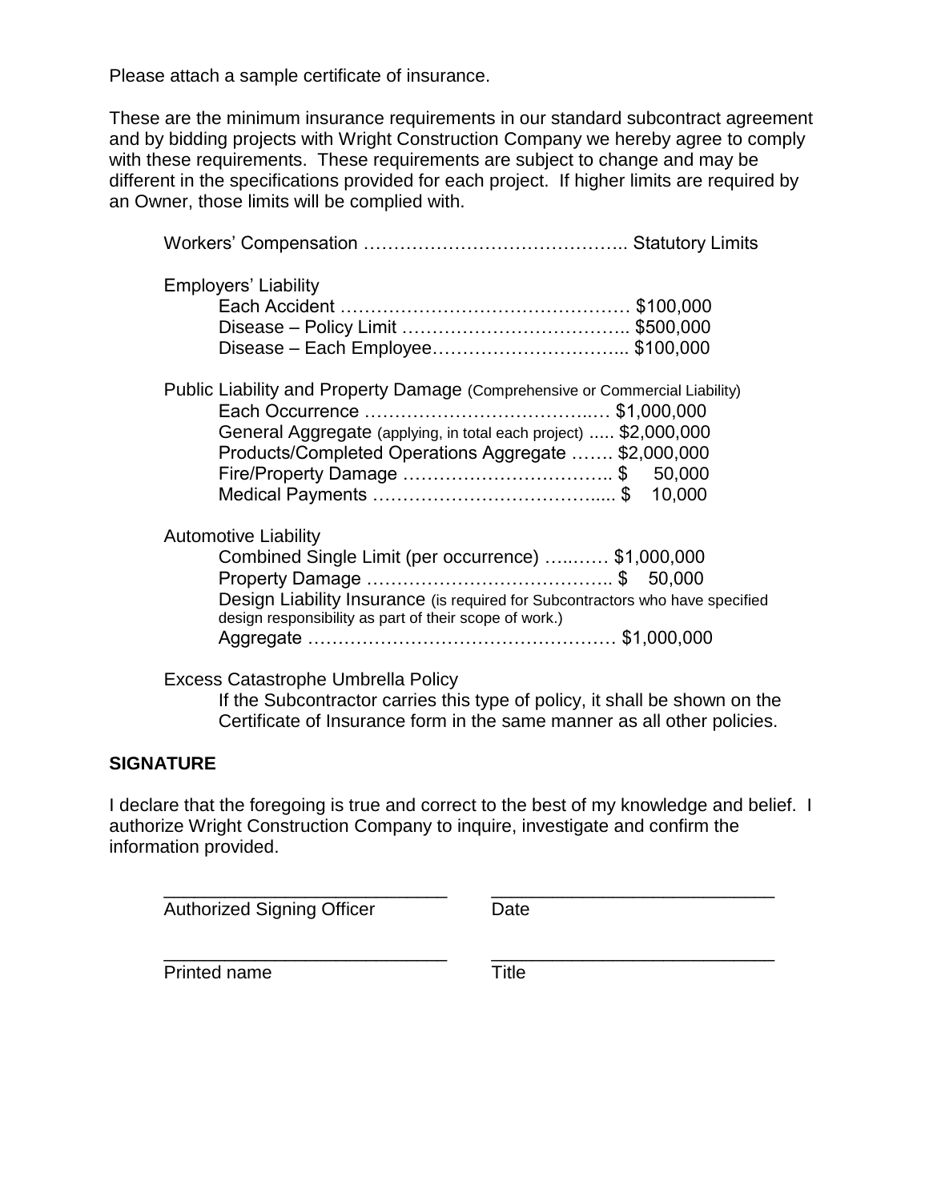Please attach a sample certificate of insurance.

These are the minimum insurance requirements in our standard subcontract agreement and by bidding projects with Wright Construction Company we hereby agree to comply with these requirements. These requirements are subject to change and may be different in the specifications provided for each project. If higher limits are required by an Owner, those limits will be complied with.

Workers' Compensation …………………………………….. Statutory Limits

Employers' Liability

- Each Accident ………………………………………… $100,000
- Disease – Policy Limit ……………………………….. $500,000
- Disease – Each Employee………………………….. $100,000

Public Liability and Property Damage (Comprehensive or Commercial Liability)

- Each Occurrence ……………………………….… $1,000,000
- General Aggregate (applying, in total each project) ..... $2,000,000
- Products/Completed Operations Aggregate ……. $2,000,000
- Fire/Property Damage …………………………….. $ 50,000
- Medical Payments ……………………………….... $ 10,000

Automotive Liability

- Combined Single Limit (per occurrence) …..…… $1,000,000
- Property Damage ………………………………….. $ 50,000
- Design Liability Insurance (is required for Subcontractors who have specified design responsibility as part of their scope of work.)
- Aggregate …………………………………………… $1,000,000

Excess Catastrophe Umbrella Policy

If the Subcontractor carries this type of policy, it shall be shown on the Certificate of Insurance form in the same manner as all other policies.

**SIGNATURE**

I declare that the foregoing is true and correct to the best of my knowledge and belief. I authorize Wright Construction Company to inquire, investigate and confirm the information provided.

| | |
|---|---|
| ____________________________ | ____________________________ |
| Authorized Signing Officer | Date |
| ____________________________ | ____________________________ |
| Printed name | Title |